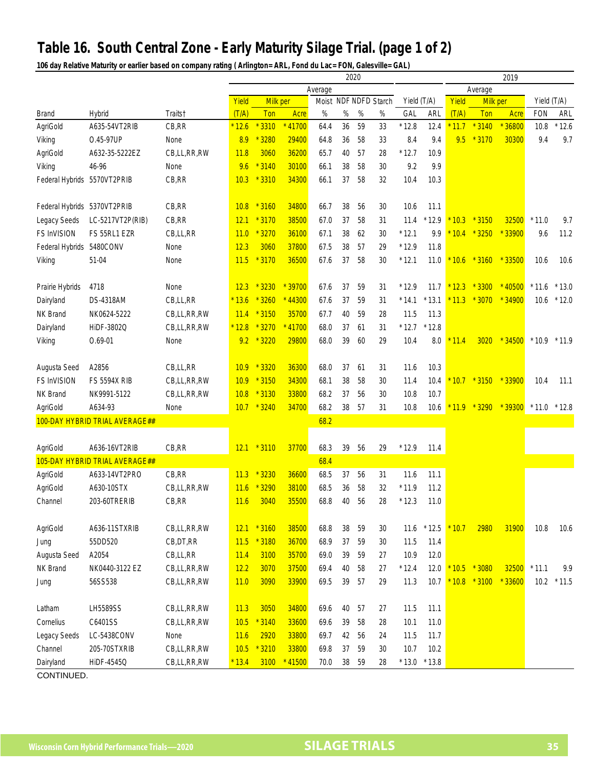# Table 16. South Central Zone - Early Maturity Silage Trial. (page 1 of 2)

**106 day Relative Maturity or earlier based on company rating ( Arlington= ARL, Fond du Lac= FON, Galesville= GAL)**

| | | | 2020 | | | | | | | | | | 2019 | | | | |
|---|---|---|---|---|---|---|---|---|---|---|---|---|---|---|---|---|---|
| | | | Average | | | | | | | | | | Average | | | | |
| | | | Yield | Milk per | | Moist | NDF | NDFD | Starch | Yield (T/A) | | | Yield | Milk per | | Yield (T/A) | |
| Brand | Hybrid | Traits† | (T/A) | Ton | Acre | % | % | % | % | GAL | ARL | | (T/A) | Ton | Acre | FON | ARL |
| AgriGold | A635-54VT2RIB | CB,RR | *12.6 | *3310 | *41700 | 64.4 | 36 | 59 | 33 | *12.8 | 12.4 | | *11.7 | *3140 | *36800 | 10.8 | *12.6 |
| Viking | O.45-97UP | None | 8.9 | *3280 | 29400 | 64.8 | 36 | 58 | 33 | 8.4 | 9.4 | | 9.5 | *3170 | 30300 | 9.4 | 9.7 |
| AgriGold | A632-35-5222EZ | CB,LL,RR,RW | 11.8 | 3060 | 36200 | 65.7 | 40 | 57 | 28 | *12.7 | 10.9 | | | | | | |
| Viking | 46-96 | None | 9.6 | *3140 | 30100 | 66.1 | 38 | 58 | 30 | 9.2 | 9.9 | | | | | | |
| Federal Hybrids | 5570VT2PRIB | CB,RR | 10.3 | *3310 | 34300 | 66.1 | 37 | 58 | 32 | 10.4 | 10.3 | | | | | | |
| Federal Hybrids | 5370VT2PRIB | CB,RR | 10.8 | *3160 | 34800 | 66.7 | 38 | 56 | 30 | 10.6 | 11.1 | | | | | | |
| Legacy Seeds | LC-5217VT2P(RIB) | CB,RR | 12.1 | *3170 | 38500 | 67.0 | 37 | 58 | 31 | 11.4 | *12.9 | | *10.3 | *3150 | 32500 | *11.0 | 9.7 |
| FS InVISION | FS 55RL1 EZR | CB,LL,RR | 11.0 | *3270 | 36100 | 67.1 | 38 | 62 | 30 | *12.1 | 9.9 | | *10.4 | *3250 | *33900 | 9.6 | 11.2 |
| Federal Hybrids | 5480CONV | None | 12.3 | 3060 | 37800 | 67.5 | 38 | 57 | 29 | *12.9 | 11.8 | | | | | | |
| Viking | 51-04 | None | 11.5 | *3170 | 36500 | 67.6 | 37 | 58 | 30 | *12.1 | 11.0 | | *10.6 | *3160 | *33500 | 10.6 | 10.6 |
| Prairie Hybrids | 4718 | None | 12.3 | *3230 | *39700 | 67.6 | 37 | 59 | 31 | *12.9 | 11.7 | | *12.3 | *3300 | *40500 | *11.6 | *13.0 |
| Dairyland | DS-4318AM | CB,LL,RR | *13.6 | *3260 | *44300 | 67.6 | 37 | 59 | 31 | *14.1 | *13.1 | | *11.3 | *3070 | *34900 | 10.6 | *12.0 |
| NK Brand | NK0624-5222 | CB,LL,RR,RW | 11.4 | *3150 | 35700 | 67.7 | 40 | 59 | 28 | 11.5 | 11.3 | | | | | | |
| Dairyland | HiDF-3802Q | CB,LL,RR,RW | *12.8 | *3270 | *41700 | 68.0 | 37 | 61 | 31 | *12.7 | *12.8 | | | | | | |
| Viking | O.69-01 | None | 9.2 | *3220 | 29800 | 68.0 | 39 | 60 | 29 | 10.4 | 8.0 | | *11.4 | 3020 | *34500 | *10.9 | *11.9 |
| Augusta Seed | A2856 | CB,LL,RR | 10.9 | *3320 | 36300 | 68.0 | 37 | 61 | 31 | 11.6 | 10.3 | | | | | | |
| FS InVISION | FS 5594X RIB | CB,LL,RR,RW | 10.9 | *3150 | 34300 | 68.1 | 38 | 58 | 30 | 11.4 | 10.4 | | *10.7 | *3150 | *33900 | 10.4 | 11.1 |
| NK Brand | NK9991-5122 | CB,LL,RR,RW | 10.8 | *3130 | 33800 | 68.2 | 37 | 56 | 30 | 10.8 | 10.7 | | | | | | |
| AgriGold | A634-93 | None | 10.7 | *3240 | 34700 | 68.2 | 38 | 57 | 31 | 10.8 | 10.6 | | *11.9 | *3290 | *39300 | *11.0 | *12.8 |
| 100-DAY HYBRID TRIAL AVERAGE## | | | | | | 68.2 | | | | | | | | | | | |
| AgriGold | A636-16VT2RIB | CB,RR | 12.1 | *3110 | 37700 | 68.3 | 39 | 56 | 29 | *12.9 | 11.4 | | | | | | |
| 105-DAY HYBRID TRIAL AVERAGE## | | | | | | 68.4 | | | | | | | | | | | |
| AgriGold | A633-14VT2PRO | CB,RR | 11.3 | *3230 | 36600 | 68.5 | 37 | 56 | 31 | 11.6 | 11.1 | | | | | | |
| AgriGold | A630-10STX | CB,LL,RR,RW | 11.6 | *3290 | 38100 | 68.5 | 36 | 58 | 32 | *11.9 | 11.2 | | | | | | |
| Channel | 203-60TRERIB | CB,RR | 11.6 | 3040 | 35500 | 68.8 | 40 | 56 | 28 | *12.3 | 11.0 | | | | | | |
| AgriGold | A636-11STXRIB | CB,LL,RR,RW | 12.1 | *3160 | 38500 | 68.8 | 38 | 59 | 30 | 11.6 | *12.5 | | *10.7 | 2980 | 31900 | 10.8 | 10.6 |
| Jung | 55DD520 | CB,DT,RR | 11.5 | *3180 | 36700 | 68.9 | 37 | 59 | 30 | 11.5 | 11.4 | | | | | | |
| Augusta Seed | A2054 | CB,LL,RR | 11.4 | 3100 | 35700 | 69.0 | 39 | 59 | 27 | 10.9 | 12.0 | | | | | | |
| NK Brand | NK0440-3122 EZ | CB,LL,RR,RW | 12.2 | 3070 | 37500 | 69.4 | 40 | 58 | 27 | *12.4 | 12.0 | | *10.5 | *3080 | 32500 | *11.1 | 9.9 |
| Jung | 56SS538 | CB,LL,RR,RW | 11.0 | 3090 | 33900 | 69.5 | 39 | 57 | 29 | 11.3 | 10.7 | | *10.8 | *3100 | *33600 | 10.2 | *11.5 |
| Latham | LH5589SS | CB,LL,RR,RW | 11.3 | 3050 | 34800 | 69.6 | 40 | 57 | 27 | 11.5 | 11.1 | | | | | | |
| Cornelius | C6401SS | CB,LL,RR,RW | 10.5 | *3140 | 33600 | 69.6 | 39 | 58 | 28 | 10.1 | 11.0 | | | | | | |
| Legacy Seeds | LC-5438CONV | None | 11.6 | 2920 | 33800 | 69.7 | 42 | 56 | 24 | 11.5 | 11.7 | | | | | | |
| Channel | 205-70STXRIB | CB,LL,RR,RW | 10.5 | *3210 | 33800 | 69.8 | 37 | 59 | 30 | 10.7 | 10.2 | | | | | | |
| Dairyland | HiDF-4545Q | CB,LL,RR,RW | *13.4 | 3100 | *41500 | 70.0 | 38 | 59 | 28 | *13.0 | *13.8 | | | | | | |

CONTINUED.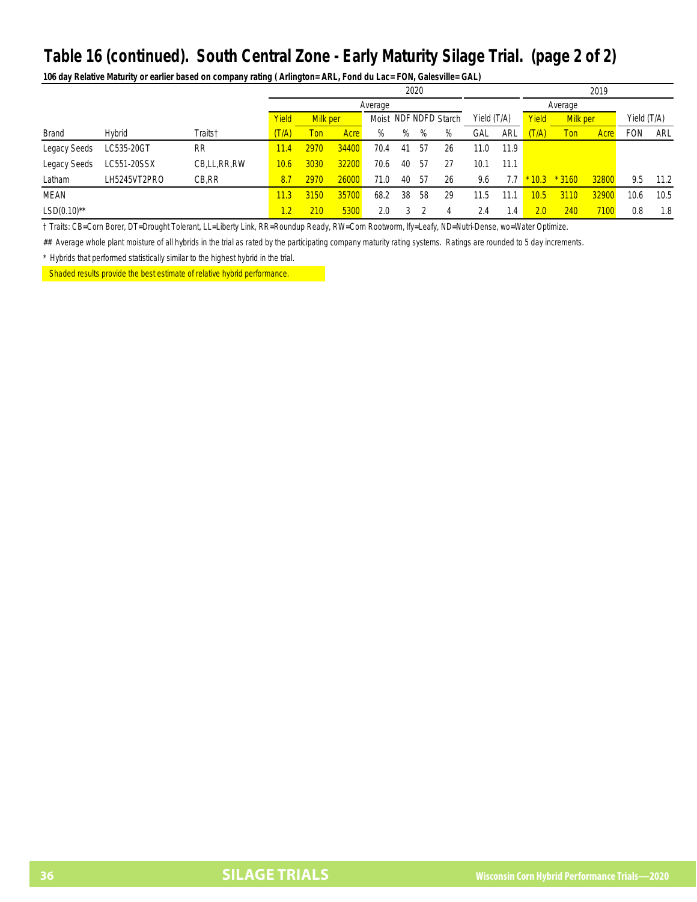# Table 16 (continued). South Central Zone - Early Maturity Silage Trial. (page 2 of 2)

**106 day Relative Maturity or earlier based on company rating ( Arlington= ARL, Fond du Lac= FON, Galesville= GAL)**

| | | | 2020 | | | | | | | | | | 2019 | | | | |
|---|---|---|---|---|---|---|---|---|---|---|---|---|---|---|---|---|---|
| | | | Average | | | | | | | | | | Average | | | | |
| | | | Yield | Milk per | | Moist | NDF | NDFD | Starch | Yield (T/A) | | | Yield | Milk per | | Yield (T/A) | |
| Brand | Hybrid | Traits† | (T/A) | Ton | Acre | % | % | % | % | GAL | ARL | | (T/A) | Ton | Acre | FON | ARL |
| Legacy Seeds | LC535-20GT | RR | 11.4 | 2970 | 34400 | 70.4 | 41 | 57 | 26 | 11.0 | 11.9 | | | | | | |
| Legacy Seeds | LC551-20SSX | CB,LL,RR,RW | 10.6 | 3030 | 32200 | 70.6 | 40 | 57 | 27 | 10.1 | 11.1 | | | | | | |
| Latham | LH5245VT2PRO | CB,RR | 8.7 | 2970 | 26000 | 71.0 | 40 | 57 | 26 | 9.6 | 7.7 | | * 10.3 | * 3160 | 32800 | 9.5 | 11.2 |
| MEAN | | | 11.3 | 3150 | 35700 | 68.2 | 38 | 58 | 29 | 11.5 | 11.1 | | 10.5 | 3110 | 32900 | 10.6 | 10.5 |
| LSD(0.10)** | | | 1.2 | 210 | 5300 | 2.0 | 3 | 2 | 4 | 2.4 | 1.4 | | 2.0 | 240 | 7100 | 0.8 | 1.8 |

† Traits: CB=Corn Borer, DT=Drought Tolerant, LL=Liberty Link, RR=Roundup Ready, RW=Corn Rootworm, lfy=Leafy, ND=Nutri-Dense, wo=Water Optimize.

## Average whole plant moisture of all hybrids in the trial as rated by the participating company maturity rating systems. Ratings are rounded to 5 day increments.

\* Hybrids that performed statistically similar to the highest hybrid in the trial.

Shaded results provide the best estimate of relative hybrid performance.